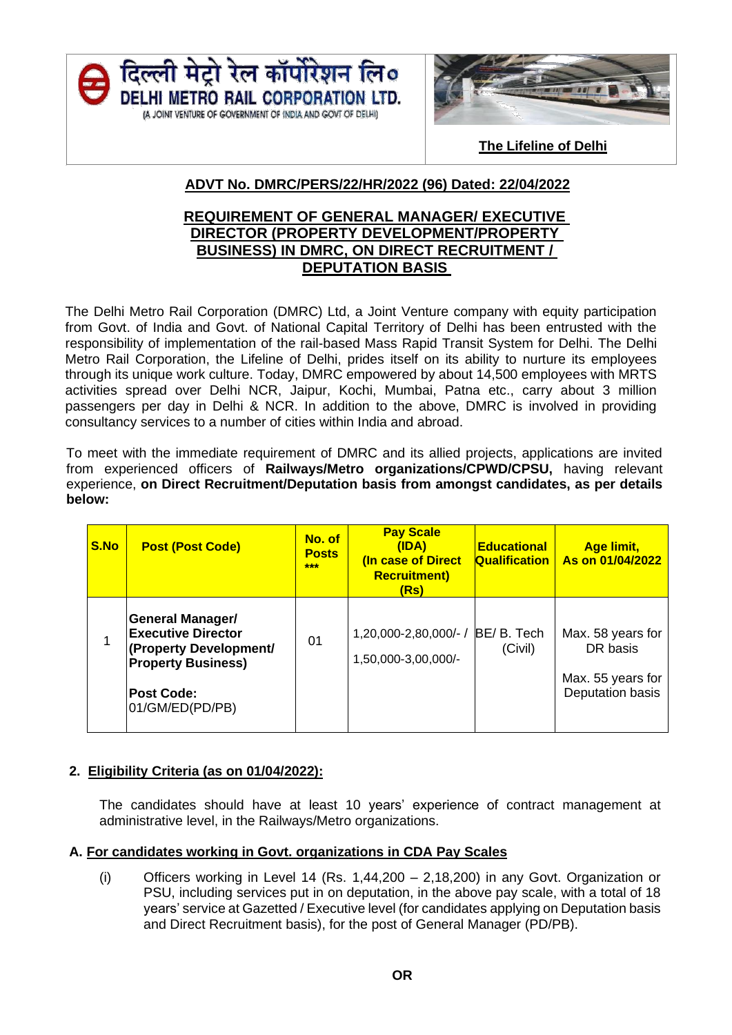दिल्ली मेट्रो रेल कॉर्पोरेशन लि०
DELHI METRO RAIL CORPORATION LTD.
(A JOINT VENTURE OF GOVERNMENT OF INDIA AND GOVT OF DELHI)

**The Lifeline of Delhi**

## ADVT No. DMRC/PERS/22/HR/2022 (96) Dated: 22/04/2022

## REQUIREMENT OF GENERAL MANAGER/ EXECUTIVE DIRECTOR (PROPERTY DEVELOPMENT/PROPERTY BUSINESS) IN DMRC, ON DIRECT RECRUITMENT / DEPUTATION BASIS

The Delhi Metro Rail Corporation (DMRC) Ltd, a Joint Venture company with equity participation from Govt. of India and Govt. of National Capital Territory of Delhi has been entrusted with the responsibility of implementation of the rail-based Mass Rapid Transit System for Delhi. The Delhi Metro Rail Corporation, the Lifeline of Delhi, prides itself on its ability to nurture its employees through its unique work culture. Today, DMRC empowered by about 14,500 employees with MRTS activities spread over Delhi NCR, Jaipur, Kochi, Mumbai, Patna etc., carry about 3 million passengers per day in Delhi & NCR. In addition to the above, DMRC is involved in providing consultancy services to a number of cities within India and abroad.

To meet with the immediate requirement of DMRC and its allied projects, applications are invited from experienced officers of **Railways/Metro organizations/CPWD/CPSU,** having relevant experience, **on Direct Recruitment/Deputation basis from amongst candidates, as per details below:**

| S.No | Post (Post Code) | No. of Posts *** | Pay Scale (IDA) (In case of Direct Recruitment) (Rs) | Educational Qualification | Age limit, As on 01/04/2022 |
|---|---|---|---|---|---|
| 1 | **General Manager/ Executive Director (Property Development/ Property Business)** **Post Code:** 01/GM/ED(PD/PB) | 01 | 1,20,000-2,80,000/- / 1,50,000-3,00,000/- | BE/ B. Tech (Civil) | Max. 58 years for DR basis Max. 55 years for Deputation basis |

**2. Eligibility Criteria (as on 01/04/2022):**

The candidates should have at least 10 years' experience of contract management at administrative level, in the Railways/Metro organizations.

**A. For candidates working in Govt. organizations in CDA Pay Scales**

(i) Officers working in Level 14 (Rs. 1,44,200 – 2,18,200) in any Govt. Organization or PSU, including services put in on deputation, in the above pay scale, with a total of 18 years' service at Gazetted / Executive level (for candidates applying on Deputation basis and Direct Recruitment basis), for the post of General Manager (PD/PB).

**OR**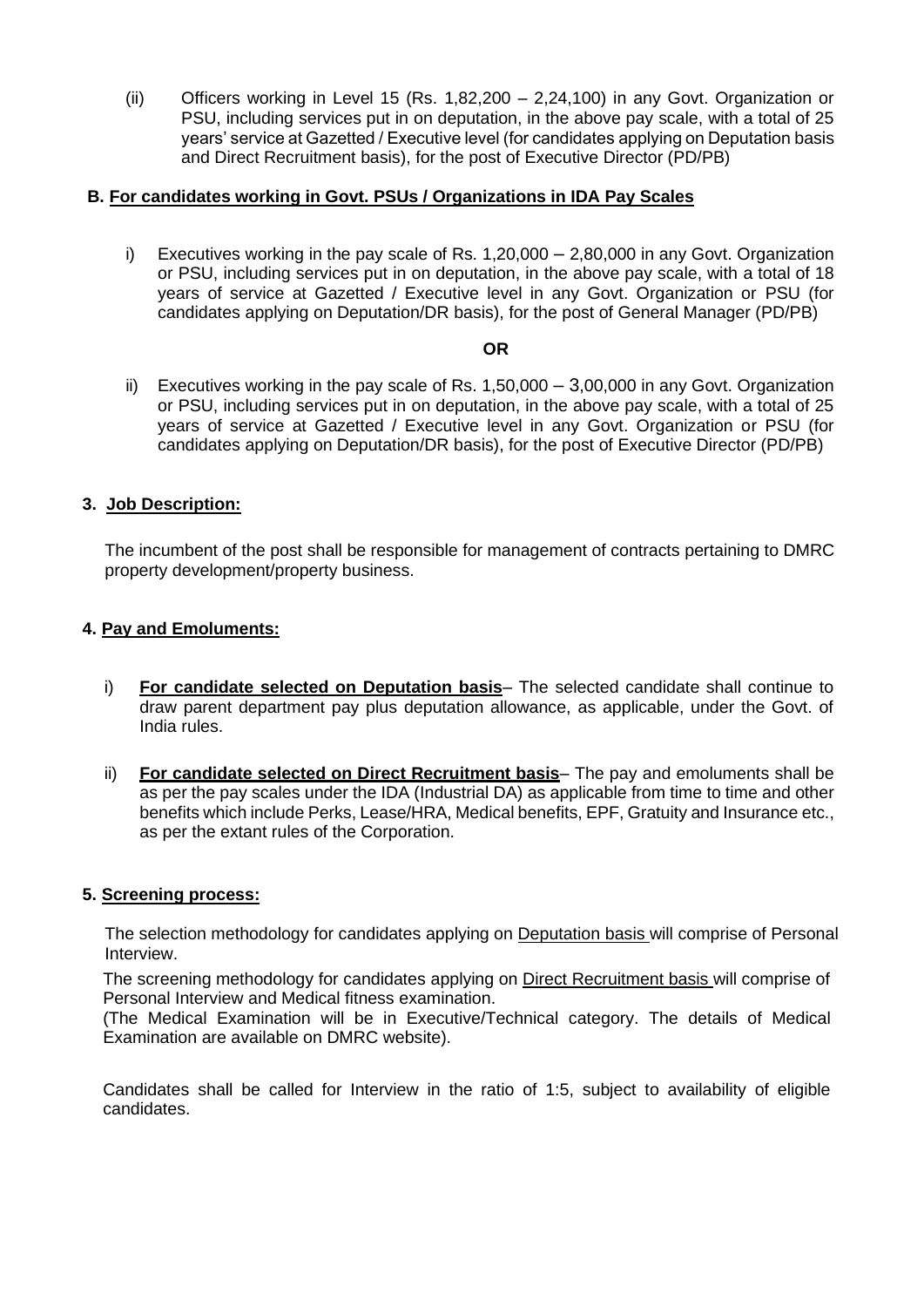(ii) Officers working in Level 15 (Rs. 1,82,200 – 2,24,100) in any Govt. Organization or PSU, including services put in on deputation, in the above pay scale, with a total of 25 years' service at Gazetted / Executive level (for candidates applying on Deputation basis and Direct Recruitment basis), for the post of Executive Director (PD/PB)

**B. For candidates working in Govt. PSUs / Organizations in IDA Pay Scales**

i) Executives working in the pay scale of Rs. 1,20,000 – 2,80,000 in any Govt. Organization or PSU, including services put in on deputation, in the above pay scale, with a total of 18 years of service at Gazetted / Executive level in any Govt. Organization or PSU (for candidates applying on Deputation/DR basis), for the post of General Manager (PD/PB)

**OR**

ii) Executives working in the pay scale of Rs. 1,50,000 – 3,00,000 in any Govt. Organization or PSU, including services put in on deputation, in the above pay scale, with a total of 25 years of service at Gazetted / Executive level in any Govt. Organization or PSU (for candidates applying on Deputation/DR basis), for the post of Executive Director (PD/PB)

**3. Job Description:**

The incumbent of the post shall be responsible for management of contracts pertaining to DMRC property development/property business.

**4. Pay and Emoluments:**

i) **For candidate selected on Deputation basis**– The selected candidate shall continue to draw parent department pay plus deputation allowance, as applicable, under the Govt. of India rules.

ii) **For candidate selected on Direct Recruitment basis**– The pay and emoluments shall be as per the pay scales under the IDA (Industrial DA) as applicable from time to time and other benefits which include Perks, Lease/HRA, Medical benefits, EPF, Gratuity and Insurance etc., as per the extant rules of the Corporation.

**5. Screening process:**

The selection methodology for candidates applying on Deputation basis will comprise of Personal Interview.

The screening methodology for candidates applying on Direct Recruitment basis will comprise of Personal Interview and Medical fitness examination.
(The Medical Examination will be in Executive/Technical category. The details of Medical Examination are available on DMRC website).

Candidates shall be called for Interview in the ratio of 1:5, subject to availability of eligible candidates.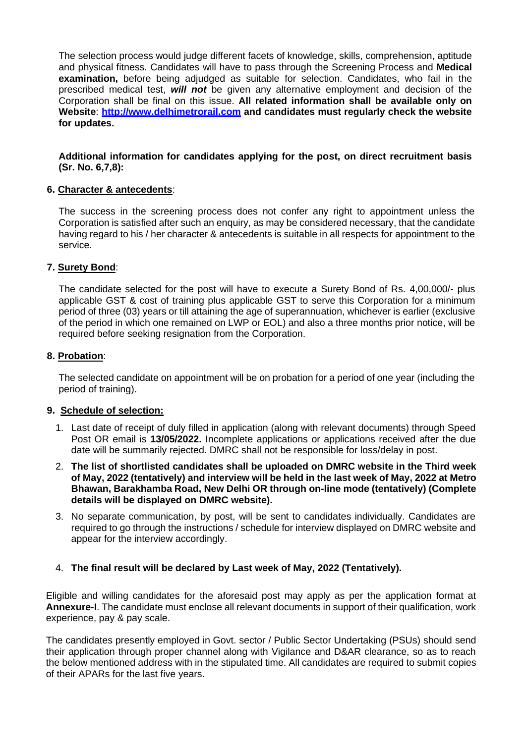The selection process would judge different facets of knowledge, skills, comprehension, aptitude and physical fitness. Candidates will have to pass through the Screening Process and **Medical examination,** before being adjudged as suitable for selection. Candidates, who fail in the prescribed medical test, ***will not*** be given any alternative employment and decision of the Corporation shall be final on this issue. **All related information shall be available only on Website**: **[http://www.delhimetrorail.com](http://www.delhimetrorail.com) and candidates must regularly check the website for updates.**

**Additional information for candidates applying for the post, on direct recruitment basis (Sr. No. 6,7,8):**

**6. <u>Character & antecedents</u>**:

The success in the screening process does not confer any right to appointment unless the Corporation is satisfied after such an enquiry, as may be considered necessary, that the candidate having regard to his / her character & antecedents is suitable in all respects for appointment to the service.

**7. <u>Surety Bond</u>**:

The candidate selected for the post will have to execute a Surety Bond of Rs. 4,00,000/- plus applicable GST & cost of training plus applicable GST to serve this Corporation for a minimum period of three (03) years or till attaining the age of superannuation, whichever is earlier (exclusive of the period in which one remained on LWP or EOL) and also a three months prior notice, will be required before seeking resignation from the Corporation.

**8. <u>Probation</u>**:

The selected candidate on appointment will be on probation for a period of one year (including the period of training).

**9. <u>Schedule of selection:</u>**

1. Last date of receipt of duly filled in application (along with relevant documents) through Speed Post OR email is **13/05/2022.** Incomplete applications or applications received after the due date will be summarily rejected. DMRC shall not be responsible for loss/delay in post.
2. **The list of shortlisted candidates shall be uploaded on DMRC website in the Third week of May, 2022 (tentatively) and interview will be held in the last week of May, 2022 at Metro Bhawan, Barakhamba Road, New Delhi OR through on-line mode (tentatively) (Complete details will be displayed on DMRC website).**
3. No separate communication, by post, will be sent to candidates individually. Candidates are required to go through the instructions / schedule for interview displayed on DMRC website and appear for the interview accordingly.
4. **The final result will be declared by Last week of May, 2022 (Tentatively).**

Eligible and willing candidates for the aforesaid post may apply as per the application format at **Annexure-I**. The candidate must enclose all relevant documents in support of their qualification, work experience, pay & pay scale.

The candidates presently employed in Govt. sector / Public Sector Undertaking (PSUs) should send their application through proper channel along with Vigilance and D&AR clearance, so as to reach the below mentioned address with in the stipulated time. All candidates are required to submit copies of their APARs for the last five years.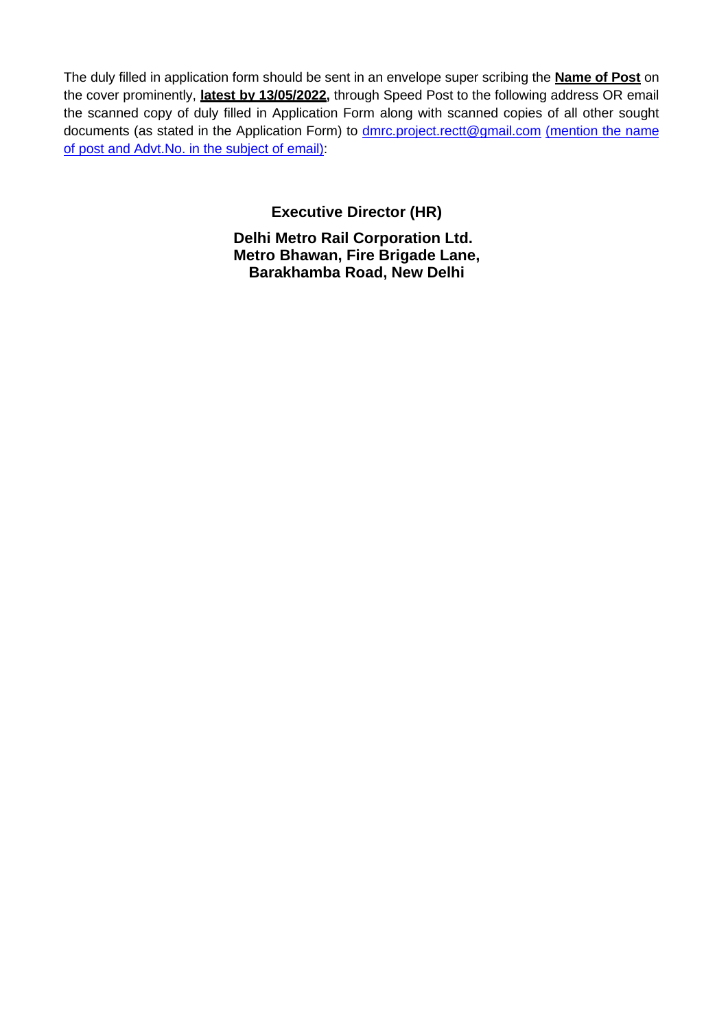The duly filled in application form should be sent in an envelope super scribing the **Name of Post** on the cover prominently, **latest by 13/05/2022,** through Speed Post to the following address OR email the scanned copy of duly filled in Application Form along with scanned copies of all other sought documents (as stated in the Application Form) to dmrc.project.rectt@gmail.com (mention the name of post and Advt.No. in the subject of email):

**Executive Director (HR)**

**Delhi Metro Rail Corporation Ltd.**
**Metro Bhawan, Fire Brigade Lane,**
**Barakhamba Road, New Delhi**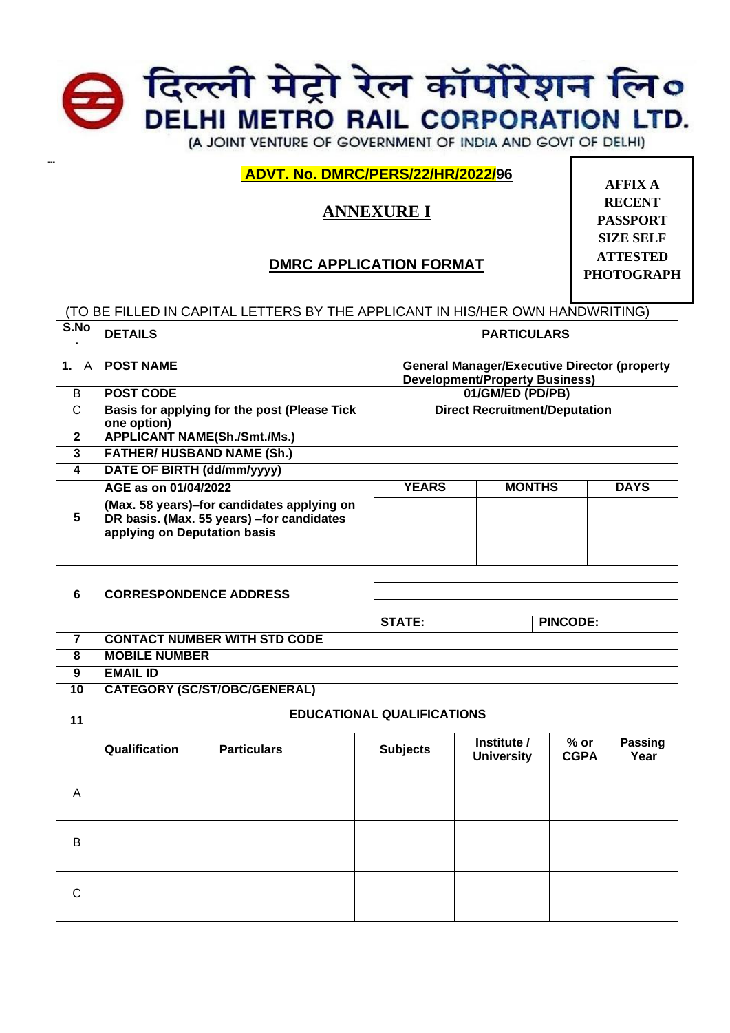दिल्ली मेट्रो रेल कॉर्पोरेशन लि०

# DELHI METRO RAIL CORPORATION LTD.

(A JOINT VENTURE OF GOVERNMENT OF INDIA AND GOVT OF DELHI)

**ADVT. No. DMRC/PERS/22/HR/2022/96**

**AFFIX A RECENT PASSPORT SIZE SELF ATTESTED PHOTOGRAPH**

## ANNEXURE I

## DMRC APPLICATION FORMAT

(TO BE FILLED IN CAPITAL LETTERS BY THE APPLICANT IN HIS/HER OWN HANDWRITING)

| S.No. | DETAILS | PARTICULARS | | |
|---|---|---|---|---|
| 1. A | POST NAME | General Manager/Executive Director (property Development/Property Business) | | |
| B | POST CODE | 01/GM/ED (PD/PB) | | |
| C | Basis for applying for the post (Please Tick one option) | Direct Recruitment/Deputation | | |
| 2 | APPLICANT NAME(Sh./Smt./Ms.) | | | |
| 3 | FATHER/ HUSBAND NAME (Sh.) | | | |
| 4 | DATE OF BIRTH (dd/mm/yyyy) | | | |
| 5 | AGE as on 01/04/2022<br>(Max. 58 years)–for candidates applying on DR basis. (Max. 55 years) –for candidates applying on Deputation basis | YEARS | MONTHS | DAYS |
| | | | | |
| 6 | CORRESPONDENCE ADDRESS | | | |
| | | STATE: | PINCODE: | |
| 7 | CONTACT NUMBER WITH STD CODE | | | |
| 8 | MOBILE NUMBER | | | |
| 9 | EMAIL ID | | | |
| 10 | CATEGORY (SC/ST/OBC/GENERAL) | | | |

| 11 | EDUCATIONAL QUALIFICATIONS | | | | | |
|---|---|---|---|---|---|---|
| | Qualification | Particulars | Subjects | Institute / University | % or CGPA | Passing Year |
| A | | | | | | |
| B | | | | | | |
| C | | | | | | |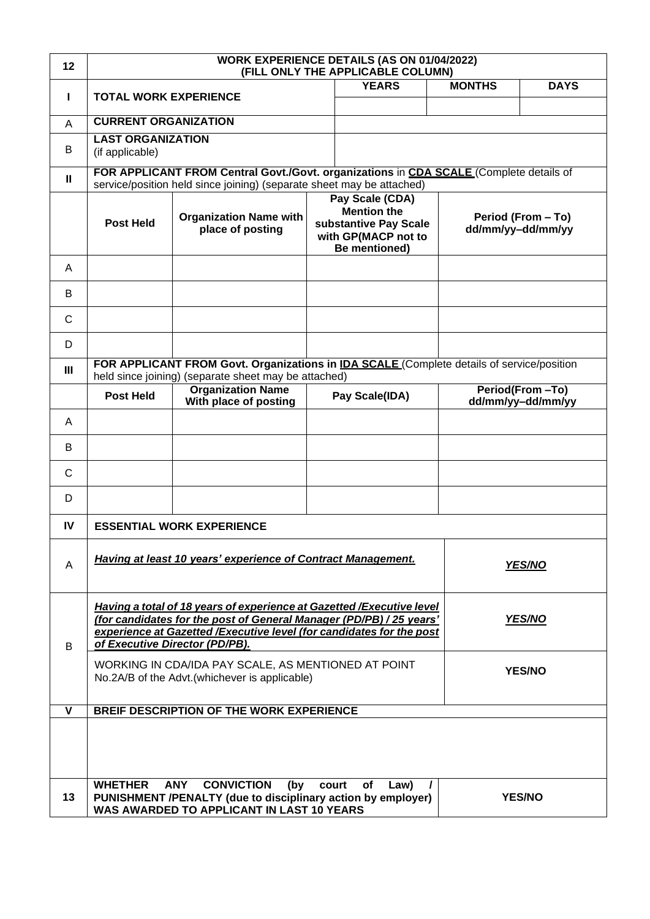| 12 | WORK EXPERIENCE DETAILS (AS ON 01/04/2022) (FILL ONLY THE APPLICABLE COLUMN) | | | | |
|---|---|---|---|---|---|
| I | TOTAL WORK EXPERIENCE | | YEARS | MONTHS | DAYS |
| | | | | | |
| A | CURRENT ORGANIZATION | | | | |
| B | LAST ORGANIZATION (if applicable) | | | | |
| II | FOR APPLICANT FROM Central Govt./Govt. organizations in **CDA SCALE** (Complete details of service/position held since joining) (separate sheet may be attached) | | | | |
| | Post Held | Organization Name with place of posting | Pay Scale (CDA) Mention the substantive Pay Scale with GP(MACP not to Be mentioned) | Period (From – To) dd/mm/yy–dd/mm/yy | |
| A | | | | | |
| B | | | | | |
| C | | | | | |
| D | | | | | |
| III | FOR APPLICANT FROM Govt. Organizations in **IDA SCALE** (Complete details of service/position held since joining) (separate sheet may be attached) | | | | |
| | Post Held | Organization Name With place of posting | Pay Scale(IDA) | Period(From –To) dd/mm/yy–dd/mm/yy | |
| A | | | | | |
| B | | | | | |
| C | | | | | |
| D | | | | | |
| IV | ESSENTIAL WORK EXPERIENCE | | | | |
| A | ***Having at least 10 years' experience of Contract Management.*** | | | ***YES/NO*** | |
| B | ***Having a total of 18 years of experience at Gazetted /Executive level (for candidates for the post of General Manager (PD/PB) / 25 years' experience at Gazetted /Executive level (for candidates for the post of Executive Director (PD/PB).*** | | | ***YES/NO*** | |
| | WORKING IN CDA/IDA PAY SCALE, AS MENTIONED AT POINT No.2A/B of the Advt.(whichever is applicable) | | | **YES/NO** | |
| V | BREIF DESCRIPTION OF THE WORK EXPERIENCE | | | | |
| | | | | | |
| 13 | WHETHER ANY CONVICTION (by court of Law) / PUNISHMENT /PENALTY (due to disciplinary action by employer) WAS AWARDED TO APPLICANT IN LAST 10 YEARS | | | **YES/NO** | |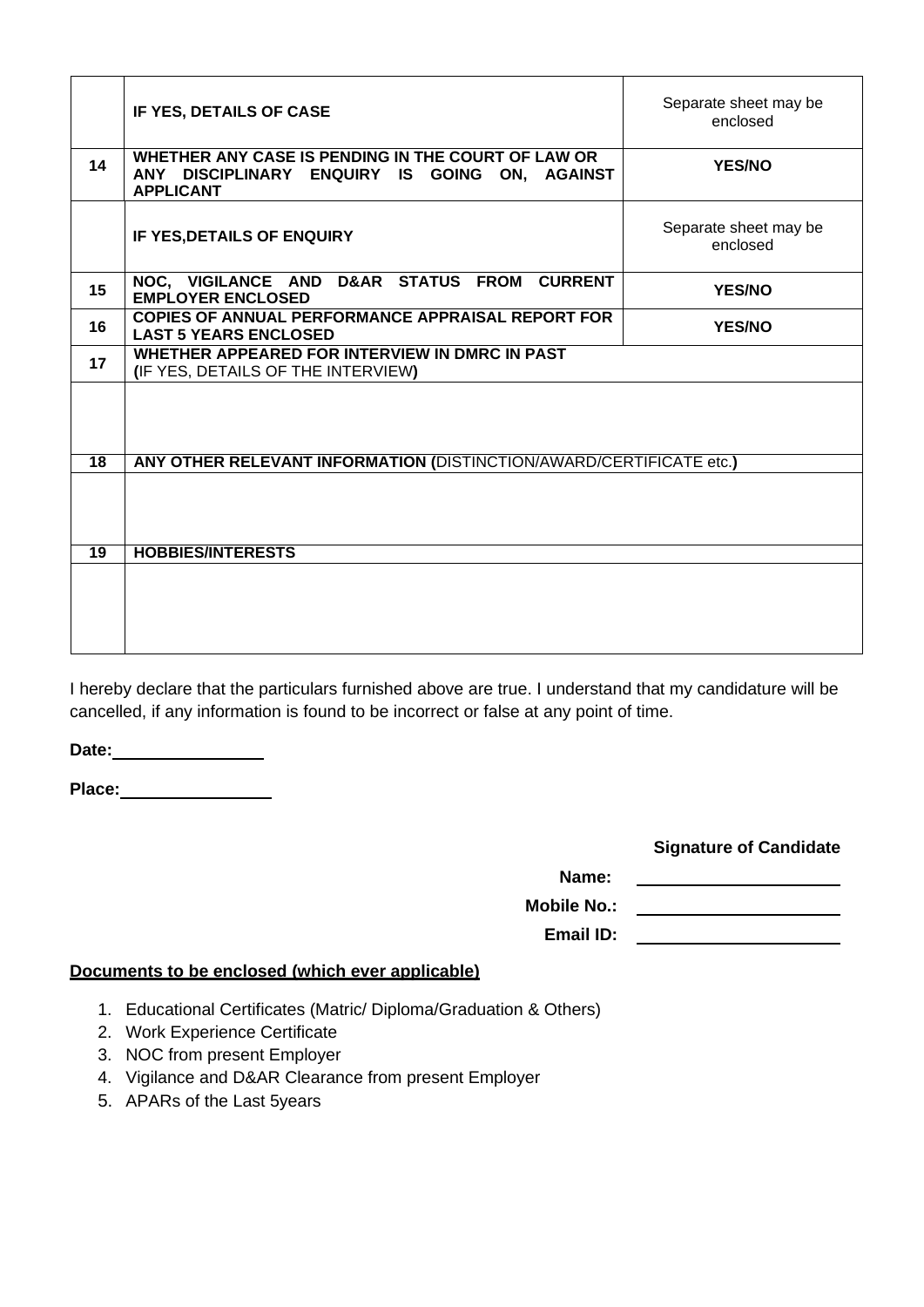| | | |
|---|---|---|
| | **IF YES, DETAILS OF CASE** | Separate sheet may be enclosed |
| **14** | **WHETHER ANY CASE IS PENDING IN THE COURT OF LAW OR ANY DISCIPLINARY ENQUIRY IS GOING ON, AGAINST APPLICANT** | **YES/NO** |
| | **IF YES,DETAILS OF ENQUIRY** | Separate sheet may be enclosed |
| **15** | **NOC, VIGILANCE AND D&AR STATUS FROM CURRENT EMPLOYER ENCLOSED** | **YES/NO** |
| **16** | **COPIES OF ANNUAL PERFORMANCE APPRAISAL REPORT FOR LAST 5 YEARS ENCLOSED** | **YES/NO** |
| **17** | **WHETHER APPEARED FOR INTERVIEW IN DMRC IN PAST (**IF YES, DETAILS OF THE INTERVIEW**)** | |
| | | |
| **18** | **ANY OTHER RELEVANT INFORMATION (**DISTINCTION/AWARD/CERTIFICATE etc.**)** | |
| | | |
| **19** | **HOBBIES/INTERESTS** | |
| | | |

I hereby declare that the particulars furnished above are true. I understand that my candidature will be cancelled, if any information is found to be incorrect or false at any point of time.

**Date:**\_\_\_\_\_\_\_\_\_\_\_\_\_\_\_\_

**Place:**\_\_\_\_\_\_\_\_\_\_\_\_\_\_\_\_

**Signature of Candidate**

**Name:** \_\_\_\_\_\_\_\_\_\_\_\_\_\_\_\_\_\_\_\_\_\_

**Mobile No.:** \_\_\_\_\_\_\_\_\_\_\_\_\_\_\_\_\_\_\_\_\_\_

**Email ID:** \_\_\_\_\_\_\_\_\_\_\_\_\_\_\_\_\_\_\_\_\_\_

**Documents to be enclosed (which ever applicable)**

1. Educational Certificates (Matric/ Diploma/Graduation & Others)
2. Work Experience Certificate
3. NOC from present Employer
4. Vigilance and D&AR Clearance from present Employer
5. APARs of the Last 5years